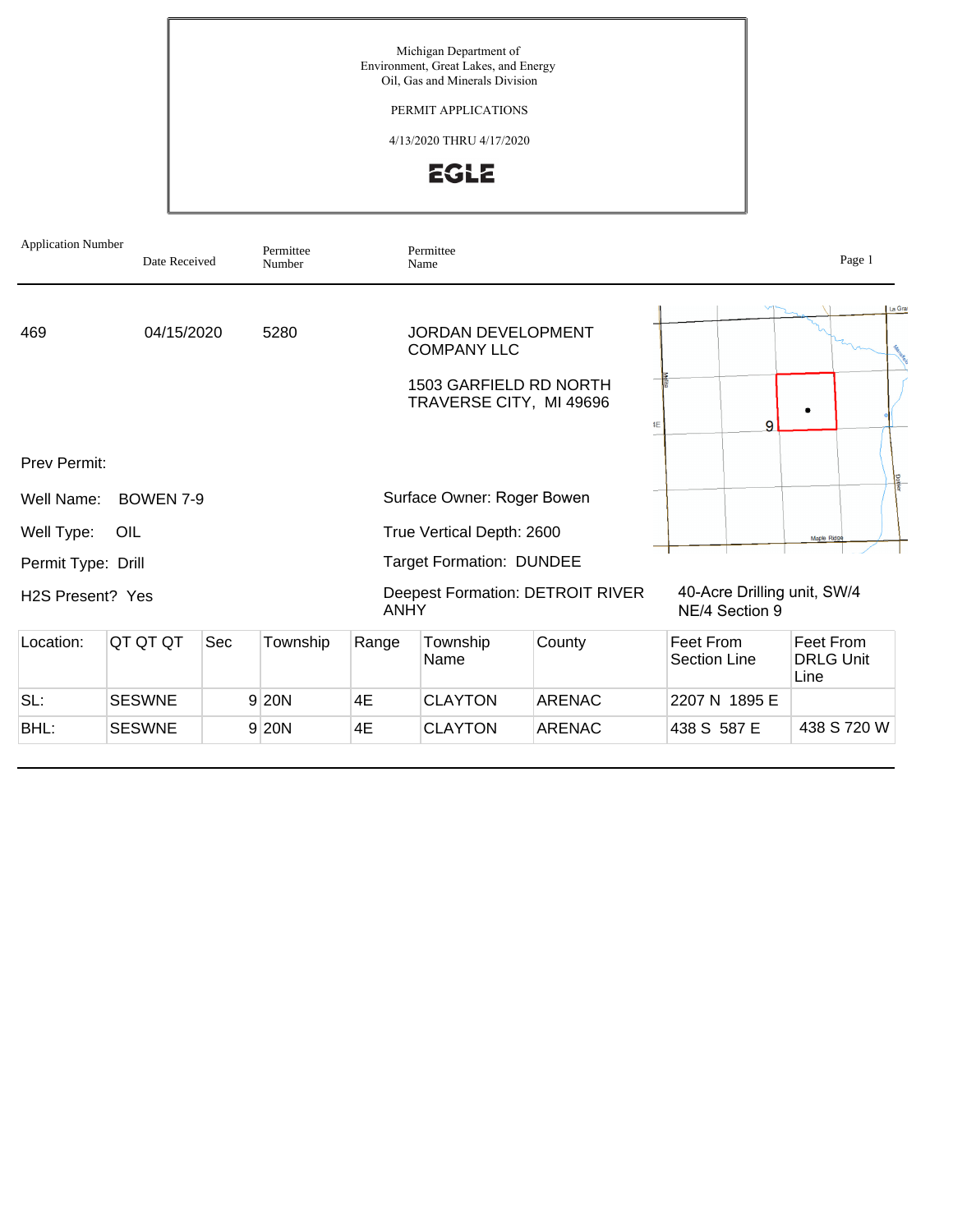Michigan Department of
Environment, Great Lakes, and Energy
Oil, Gas and Minerals Division

PERMIT APPLICATIONS

4/13/2020 THRU 4/17/2020

EGLE

| Application Number | Date Received | Permittee Number | Permittee Name |
|---|---|---|---|
| 469 | 04/15/2020 | 5280 | JORDAN DEVELOPMENT COMPANY LLC<br>1503 GARFIELD RD NORTH<br>TRAVERSE CITY, MI 49696 |

Prev Permit:

Well Name: BOWEN 7-9

Well Type: OIL

Permit Type: Drill

H2S Present? Yes

Surface Owner: Roger Bowen

True Vertical Depth: 2600

Target Formation: DUNDEE

Deepest Formation: DETROIT RIVER ANHY

40-Acre Drilling unit, SW/4 NE/4 Section 9

| Location: | QT QT QT | Sec | Township | Range | Township Name | County | Feet From Section Line | Feet From DRLG Unit Line |
|---|---|---|---|---|---|---|---|---|
| SL: | SESWNE | 9 | 20N | 4E | CLAYTON | ARENAC | 2207 N 1895 E | |
| BHL: | SESWNE | 9 | 20N | 4E | CLAYTON | ARENAC | 438 S 587 E | 438 S 720 W |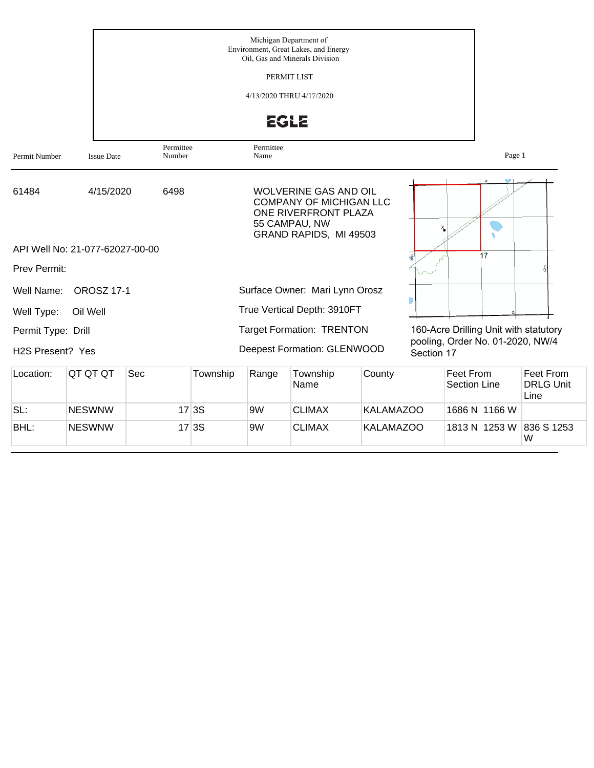Michigan Department of
Environment, Great Lakes, and Energy
Oil, Gas and Minerals Division

PERMIT LIST

4/13/2020 THRU 4/17/2020

EGLE

| Permit Number | Issue Date | Permittee Number | Permittee Name |
|---|---|---|---|
| 61484 | 4/15/2020 | 6498 | WOLVERINE GAS AND OIL COMPANY OF MICHIGAN LLC<br>ONE RIVERFRONT PLAZA<br>55 CAMPAU, NW<br>GRAND RAPIDS, MI 49503 |

API Well No: 21-077-62027-00-00

Prev Permit:

Well Name: OROSZ 17-1

Well Type: Oil Well

Permit Type: Drill

H2S Present? Yes

Surface Owner: Mari Lynn Orosz

True Vertical Depth: 3910FT

Target Formation: TRENTON

Deepest Formation: GLENWOOD

160-Acre Drilling Unit with statutory pooling, Order No. 01-2020, NW/4 Section 17

| Location: | QT QT QT | Sec | Township | Range | Township Name | County | Feet From Section Line | Feet From DRLG Unit Line |
|---|---|---|---|---|---|---|---|---|
| SL: | NESWNW | 17 | 3S | 9W | CLIMAX | KALAMAZOO | 1686 N 1166 W | |
| BHL: | NESWNW | 17 | 3S | 9W | CLIMAX | KALAMAZOO | 1813 N 1253 W | 836 S 1253 W |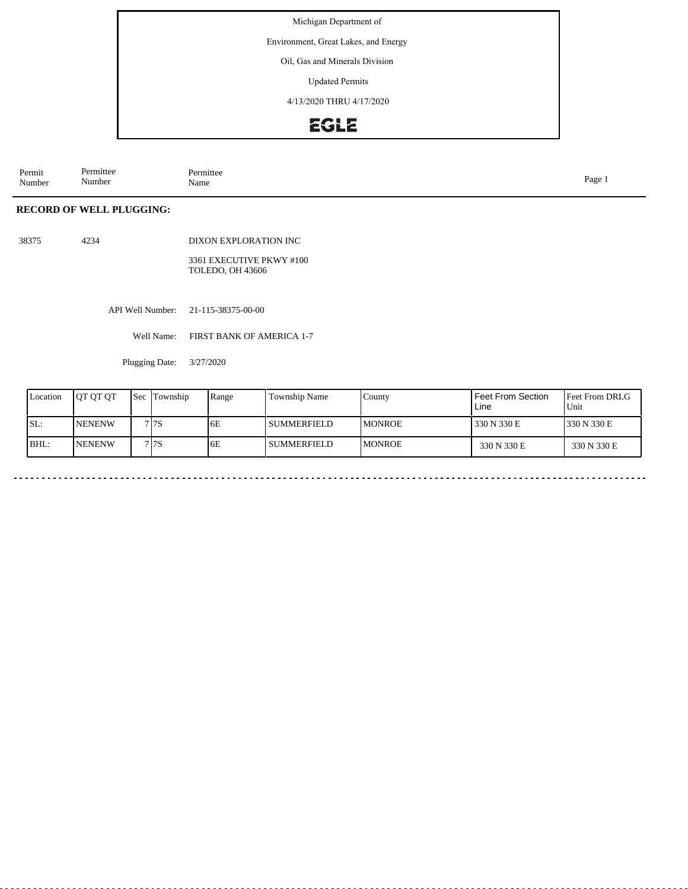Michigan Department of

Environment, Great Lakes, and Energy

Oil, Gas and Minerals Division

Updated Permits

4/13/2020 THRU 4/17/2020

EGLE

| Permit Number | Permittee Number | Permittee Name |
|---|---|---|

## RECORD OF WELL PLUGGING:

38375 4234 DIXON EXPLORATION INC

3361 EXECUTIVE PKWY #100
TOLEDO, OH 43606

API Well Number: 21-115-38375-00-00

Well Name: FIRST BANK OF AMERICA 1-7

Plugging Date: 3/27/2020

| Location | QT QT QT | Sec | Township | Range | Township Name | County | Feet From Section Line | Feet From DRLG Unit |
|---|---|---|---|---|---|---|---|---|
| SL: | NENENW | 7 | 7S | 6E | SUMMERFIELD | MONROE | 330 N 330 E | 330 N 330 E |
| BHL: | NENENW | 7 | 7S | 6E | SUMMERFIELD | MONROE | 330 N 330 E | 330 N 330 E |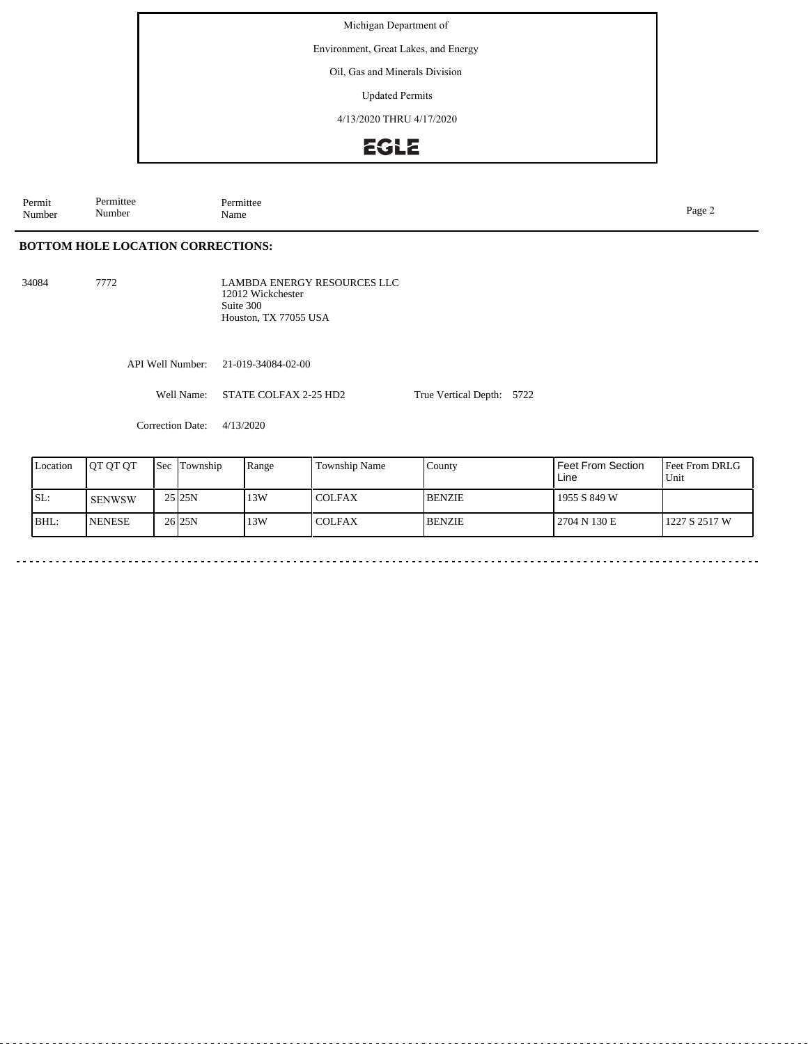Michigan Department of

Environment, Great Lakes, and Energy

Oil, Gas and Minerals Division

Updated Permits

4/13/2020 THRU 4/17/2020

EGLE

| Permit Number | Permittee Number | Permittee Name |
|---|---|---|

## BOTTOM HOLE LOCATION CORRECTIONS:

34084 7772 LAMBDA ENERGY RESOURCES LLC
12012 Wickchester
Suite 300
Houston, TX 77055 USA

API Well Number: 21-019-34084-02-00

Well Name: STATE COLFAX 2-25 HD2 True Vertical Depth: 5722

Correction Date: 4/13/2020

| Location | QT QT QT | Sec | Township | Range | Township Name | County | Feet From Section Line | Feet From DRLG Unit |
|---|---|---|---|---|---|---|---|---|
| SL: | SENWSW | 25 | 25N | 13W | COLFAX | BENZIE | 1955 S 849 W | |
| BHL: | NENESE | 26 | 25N | 13W | COLFAX | BENZIE | 2704 N 130 E | 1227 S 2517 W |